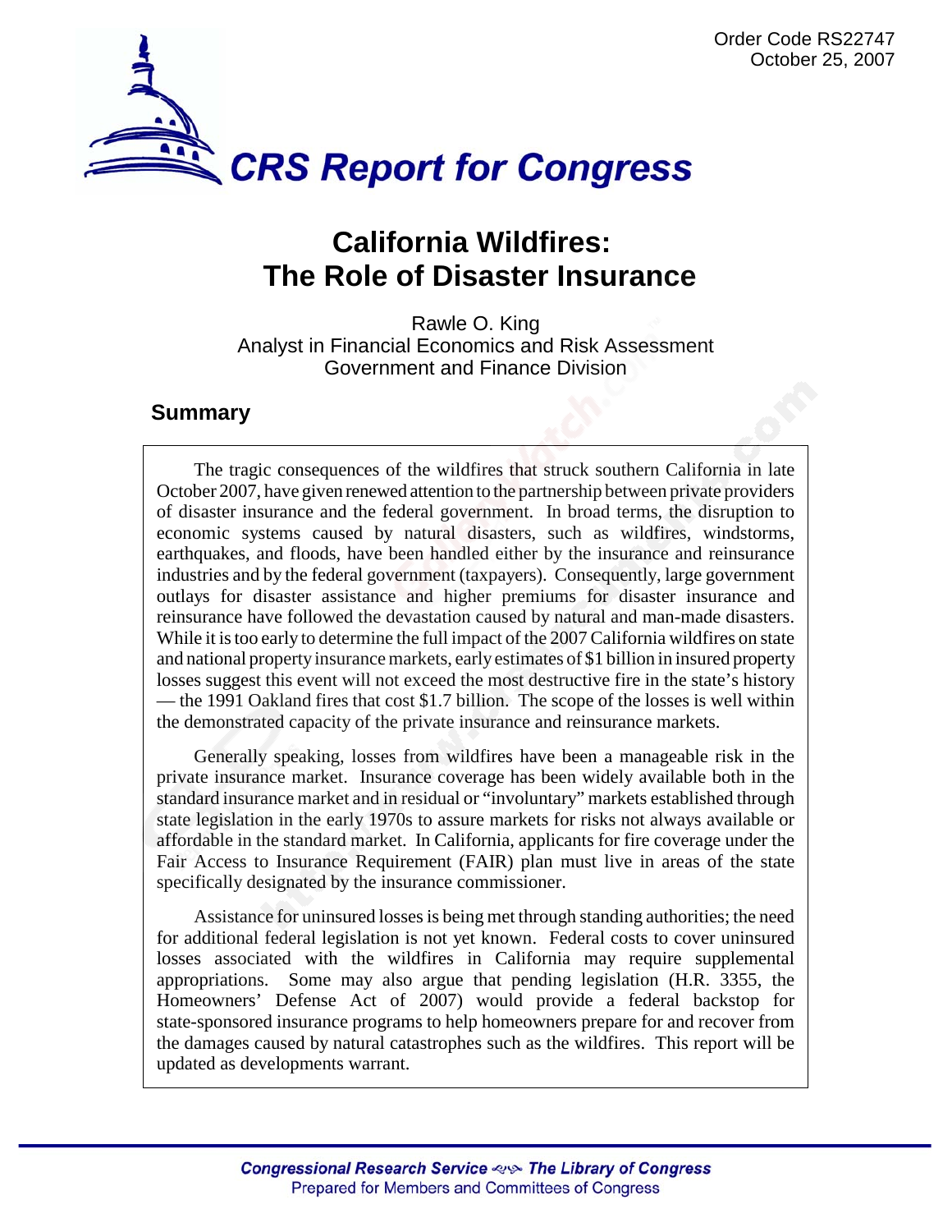Order Code RS22747
October 25, 2007

# CRS Report for Congress

# California Wildfires: The Role of Disaster Insurance

Rawle O. King
Analyst in Financial Economics and Risk Assessment
Government and Finance Division

## Summary

The tragic consequences of the wildfires that struck southern California in late October 2007, have given renewed attention to the partnership between private providers of disaster insurance and the federal government. In broad terms, the disruption to economic systems caused by natural disasters, such as wildfires, windstorms, earthquakes, and floods, have been handled either by the insurance and reinsurance industries and by the federal government (taxpayers). Consequently, large government outlays for disaster assistance and higher premiums for disaster insurance and reinsurance have followed the devastation caused by natural and man-made disasters. While it is too early to determine the full impact of the 2007 California wildfires on state and national property insurance markets, early estimates of $1 billion in insured property losses suggest this event will not exceed the most destructive fire in the state's history — the 1991 Oakland fires that cost $1.7 billion. The scope of the losses is well within the demonstrated capacity of the private insurance and reinsurance markets.

Generally speaking, losses from wildfires have been a manageable risk in the private insurance market. Insurance coverage has been widely available both in the standard insurance market and in residual or "involuntary" markets established through state legislation in the early 1970s to assure markets for risks not always available or affordable in the standard market. In California, applicants for fire coverage under the Fair Access to Insurance Requirement (FAIR) plan must live in areas of the state specifically designated by the insurance commissioner.

Assistance for uninsured losses is being met through standing authorities; the need for additional federal legislation is not yet known. Federal costs to cover uninsured losses associated with the wildfires in California may require supplemental appropriations. Some may also argue that pending legislation (H.R. 3355, the Homeowners' Defense Act of 2007) would provide a federal backstop for state-sponsored insurance programs to help homeowners prepare for and recover from the damages caused by natural catastrophes such as the wildfires. This report will be updated as developments warrant.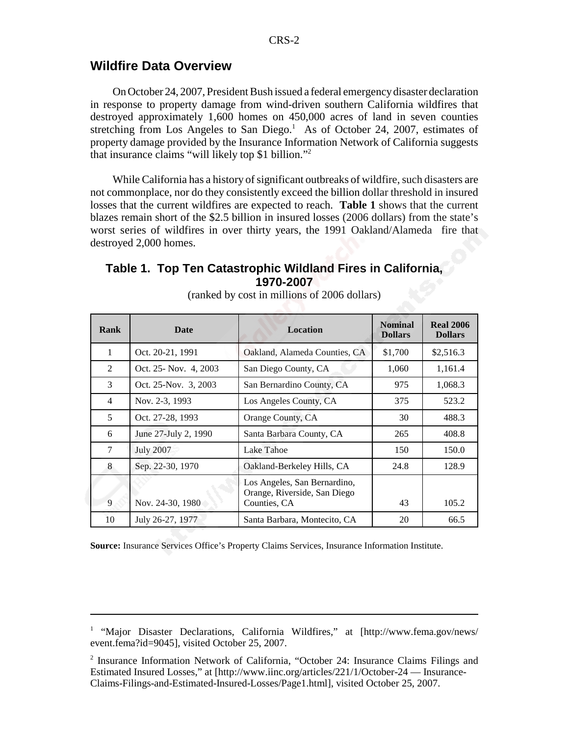## Wildfire Data Overview

On October 24, 2007, President Bush issued a federal emergency disaster declaration in response to property damage from wind-driven southern California wildfires that destroyed approximately 1,600 homes on 450,000 acres of land in seven counties stretching from Los Angeles to San Diego.[1] As of October 24, 2007, estimates of property damage provided by the Insurance Information Network of California suggests that insurance claims "will likely top $1 billion."[2]

While California has a history of significant outbreaks of wildfire, such disasters are not commonplace, nor do they consistently exceed the billion dollar threshold in insured losses that the current wildfires are expected to reach. **Table 1** shows that the current blazes remain short of the $2.5 billion in insured losses (2006 dollars) from the state's worst series of wildfires in over thirty years, the 1991 Oakland/Alameda fire that destroyed 2,000 homes.

### Table 1. Top Ten Catastrophic Wildland Fires in California, 1970-2007

(ranked by cost in millions of 2006 dollars)

| Rank | Date | Location | Nominal Dollars | Real 2006 Dollars |
|---|---|---|---|---|
| 1 | Oct. 20-21, 1991 | Oakland, Alameda Counties, CA | $1,700 | $2,516.3 |
| 2 | Oct. 25- Nov. 4, 2003 | San Diego County, CA | 1,060 | 1,161.4 |
| 3 | Oct. 25-Nov. 3, 2003 | San Bernardino County, CA | 975 | 1,068.3 |
| 4 | Nov. 2-3, 1993 | Los Angeles County, CA | 375 | 523.2 |
| 5 | Oct. 27-28, 1993 | Orange County, CA | 30 | 488.3 |
| 6 | June 27-July 2, 1990 | Santa Barbara County, CA | 265 | 408.8 |
| 7 | July 2007 | Lake Tahoe | 150 | 150.0 |
| 8 | Sep. 22-30, 1970 | Oakland-Berkeley Hills, CA | 24.8 | 128.9 |
| 9 | Nov. 24-30, 1980 | Los Angeles, San Bernardino, Orange, Riverside, San Diego Counties, CA | 43 | 105.2 |
| 10 | July 26-27, 1977 | Santa Barbara, Montecito, CA | 20 | 66.5 |

**Source:** Insurance Services Office's Property Claims Services, Insurance Information Institute.

---

[1] "Major Disaster Declarations, California Wildfires," at [http://www.fema.gov/news/event.fema?id=9045], visited October 25, 2007.

[2] Insurance Information Network of California, "October 24: Insurance Claims Filings and Estimated Insured Losses," at [http://www.iinc.org/articles/221/1/October-24 — Insurance-Claims-Filings-and-Estimated-Insured-Losses/Page1.html], visited October 25, 2007.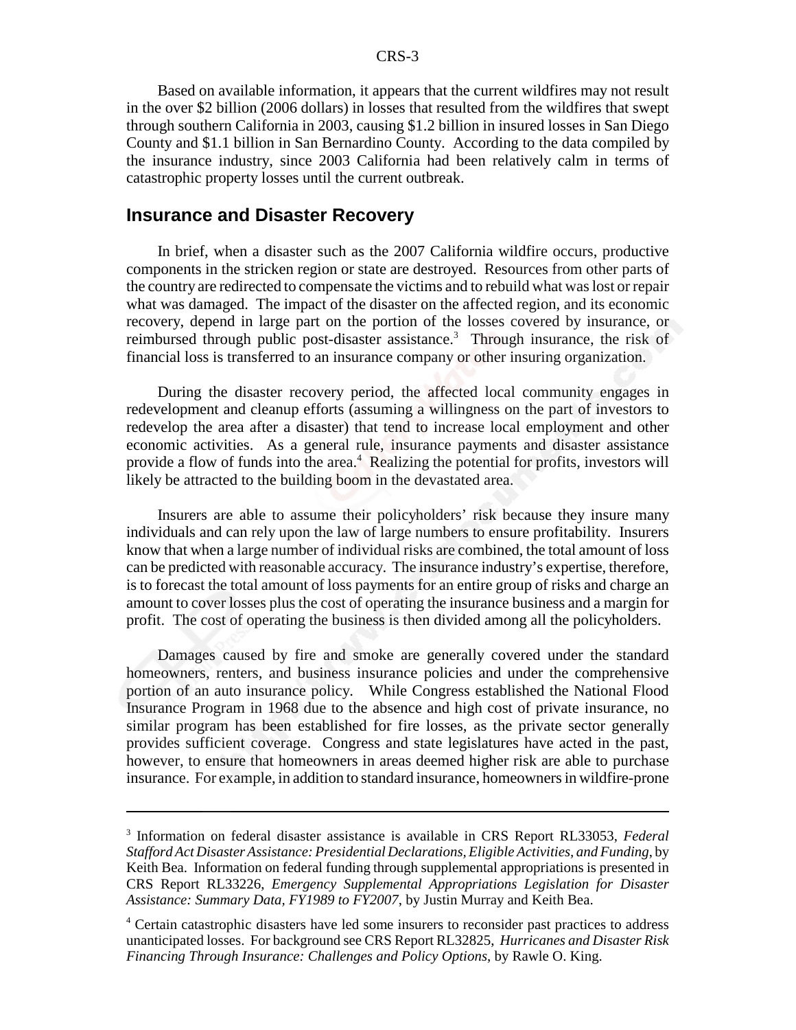Based on available information, it appears that the current wildfires may not result in the over $2 billion (2006 dollars) in losses that resulted from the wildfires that swept through southern California in 2003, causing $1.2 billion in insured losses in San Diego County and $1.1 billion in San Bernardino County. According to the data compiled by the insurance industry, since 2003 California had been relatively calm in terms of catastrophic property losses until the current outbreak.

## Insurance and Disaster Recovery

In brief, when a disaster such as the 2007 California wildfire occurs, productive components in the stricken region or state are destroyed. Resources from other parts of the country are redirected to compensate the victims and to rebuild what was lost or repair what was damaged. The impact of the disaster on the affected region, and its economic recovery, depend in large part on the portion of the losses covered by insurance, or reimbursed through public post-disaster assistance.[3] Through insurance, the risk of financial loss is transferred to an insurance company or other insuring organization.

During the disaster recovery period, the affected local community engages in redevelopment and cleanup efforts (assuming a willingness on the part of investors to redevelop the area after a disaster) that tend to increase local employment and other economic activities. As a general rule, insurance payments and disaster assistance provide a flow of funds into the area.[4] Realizing the potential for profits, investors will likely be attracted to the building boom in the devastated area.

Insurers are able to assume their policyholders' risk because they insure many individuals and can rely upon the law of large numbers to ensure profitability. Insurers know that when a large number of individual risks are combined, the total amount of loss can be predicted with reasonable accuracy. The insurance industry's expertise, therefore, is to forecast the total amount of loss payments for an entire group of risks and charge an amount to cover losses plus the cost of operating the insurance business and a margin for profit. The cost of operating the business is then divided among all the policyholders.

Damages caused by fire and smoke are generally covered under the standard homeowners, renters, and business insurance policies and under the comprehensive portion of an auto insurance policy. While Congress established the National Flood Insurance Program in 1968 due to the absence and high cost of private insurance, no similar program has been established for fire losses, as the private sector generally provides sufficient coverage. Congress and state legislatures have acted in the past, however, to ensure that homeowners in areas deemed higher risk are able to purchase insurance. For example, in addition to standard insurance, homeowners in wildfire-prone

---

[3] Information on federal disaster assistance is available in CRS Report RL33053, *Federal Stafford Act Disaster Assistance: Presidential Declarations, Eligible Activities, and Funding*, by Keith Bea. Information on federal funding through supplemental appropriations is presented in CRS Report RL33226, *Emergency Supplemental Appropriations Legislation for Disaster Assistance: Summary Data, FY1989 to FY2007*, by Justin Murray and Keith Bea.

[4] Certain catastrophic disasters have led some insurers to reconsider past practices to address unanticipated losses. For background see CRS Report RL32825, *Hurricanes and Disaster Risk Financing Through Insurance: Challenges and Policy Options*, by Rawle O. King.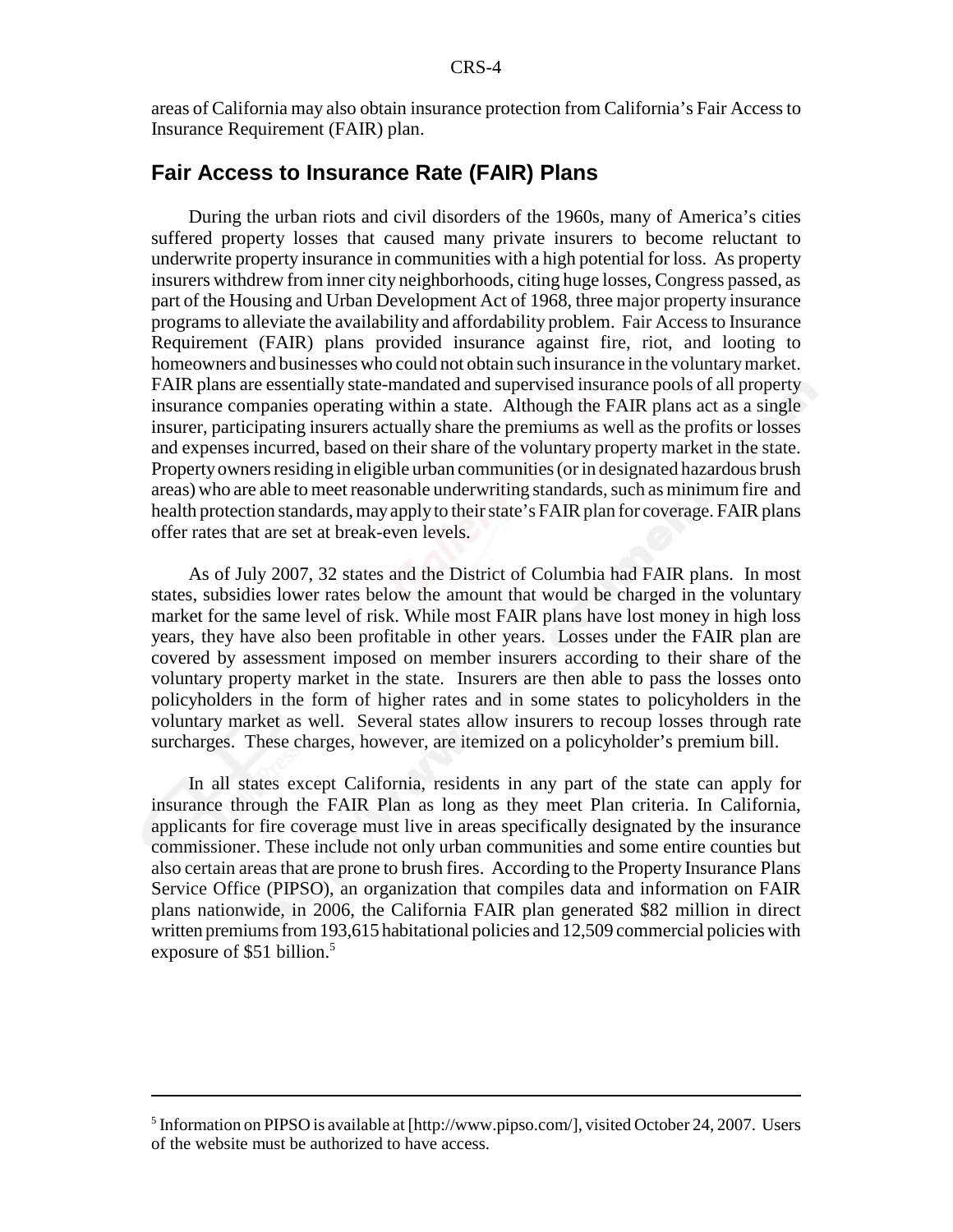areas of California may also obtain insurance protection from California's Fair Access to Insurance Requirement (FAIR) plan.

## Fair Access to Insurance Rate (FAIR) Plans

During the urban riots and civil disorders of the 1960s, many of America's cities suffered property losses that caused many private insurers to become reluctant to underwrite property insurance in communities with a high potential for loss. As property insurers withdrew from inner city neighborhoods, citing huge losses, Congress passed, as part of the Housing and Urban Development Act of 1968, three major property insurance programs to alleviate the availability and affordability problem. Fair Access to Insurance Requirement (FAIR) plans provided insurance against fire, riot, and looting to homeowners and businesses who could not obtain such insurance in the voluntary market. FAIR plans are essentially state-mandated and supervised insurance pools of all property insurance companies operating within a state. Although the FAIR plans act as a single insurer, participating insurers actually share the premiums as well as the profits or losses and expenses incurred, based on their share of the voluntary property market in the state. Property owners residing in eligible urban communities (or in designated hazardous brush areas) who are able to meet reasonable underwriting standards, such as minimum fire and health protection standards, may apply to their state's FAIR plan for coverage. FAIR plans offer rates that are set at break-even levels.

As of July 2007, 32 states and the District of Columbia had FAIR plans. In most states, subsidies lower rates below the amount that would be charged in the voluntary market for the same level of risk. While most FAIR plans have lost money in high loss years, they have also been profitable in other years. Losses under the FAIR plan are covered by assessment imposed on member insurers according to their share of the voluntary property market in the state. Insurers are then able to pass the losses onto policyholders in the form of higher rates and in some states to policyholders in the voluntary market as well. Several states allow insurers to recoup losses through rate surcharges. These charges, however, are itemized on a policyholder's premium bill.

In all states except California, residents in any part of the state can apply for insurance through the FAIR Plan as long as they meet Plan criteria. In California, applicants for fire coverage must live in areas specifically designated by the insurance commissioner. These include not only urban communities and some entire counties but also certain areas that are prone to brush fires. According to the Property Insurance Plans Service Office (PIPSO), an organization that compiles data and information on FAIR plans nationwide, in 2006, the California FAIR plan generated $82 million in direct written premiums from 193,615 habitational policies and 12,509 commercial policies with exposure of $51 billion.[5]

---

[5] Information on PIPSO is available at [http://www.pipso.com/], visited October 24, 2007. Users of the website must be authorized to have access.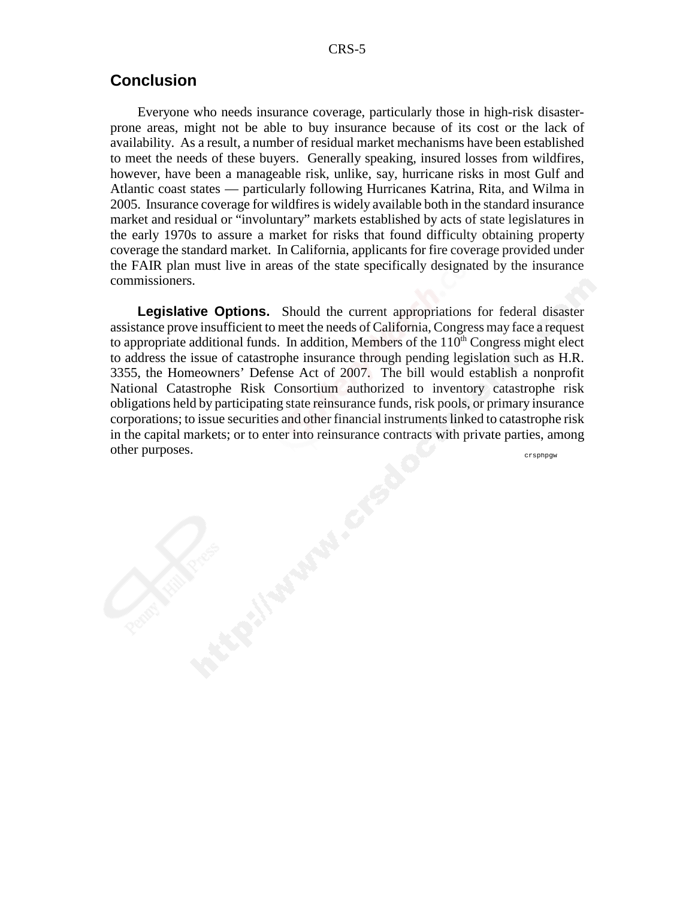## Conclusion

Everyone who needs insurance coverage, particularly those in high-risk disaster-prone areas, might not be able to buy insurance because of its cost or the lack of availability. As a result, a number of residual market mechanisms have been established to meet the needs of these buyers. Generally speaking, insured losses from wildfires, however, have been a manageable risk, unlike, say, hurricane risks in most Gulf and Atlantic coast states — particularly following Hurricanes Katrina, Rita, and Wilma in 2005. Insurance coverage for wildfires is widely available both in the standard insurance market and residual or "involuntary" markets established by acts of state legislatures in the early 1970s to assure a market for risks that found difficulty obtaining property coverage the standard market. In California, applicants for fire coverage provided under the FAIR plan must live in areas of the state specifically designated by the insurance commissioners.

**Legislative Options.** Should the current appropriations for federal disaster assistance prove insufficient to meet the needs of California, Congress may face a request to appropriate additional funds. In addition, Members of the 110th Congress might elect to address the issue of catastrophe insurance through pending legislation such as H.R. 3355, the Homeowners' Defense Act of 2007. The bill would establish a nonprofit National Catastrophe Risk Consortium authorized to inventory catastrophe risk obligations held by participating state reinsurance funds, risk pools, or primary insurance corporations; to issue securities and other financial instruments linked to catastrophe risk in the capital markets; or to enter into reinsurance contracts with private parties, among other purposes.